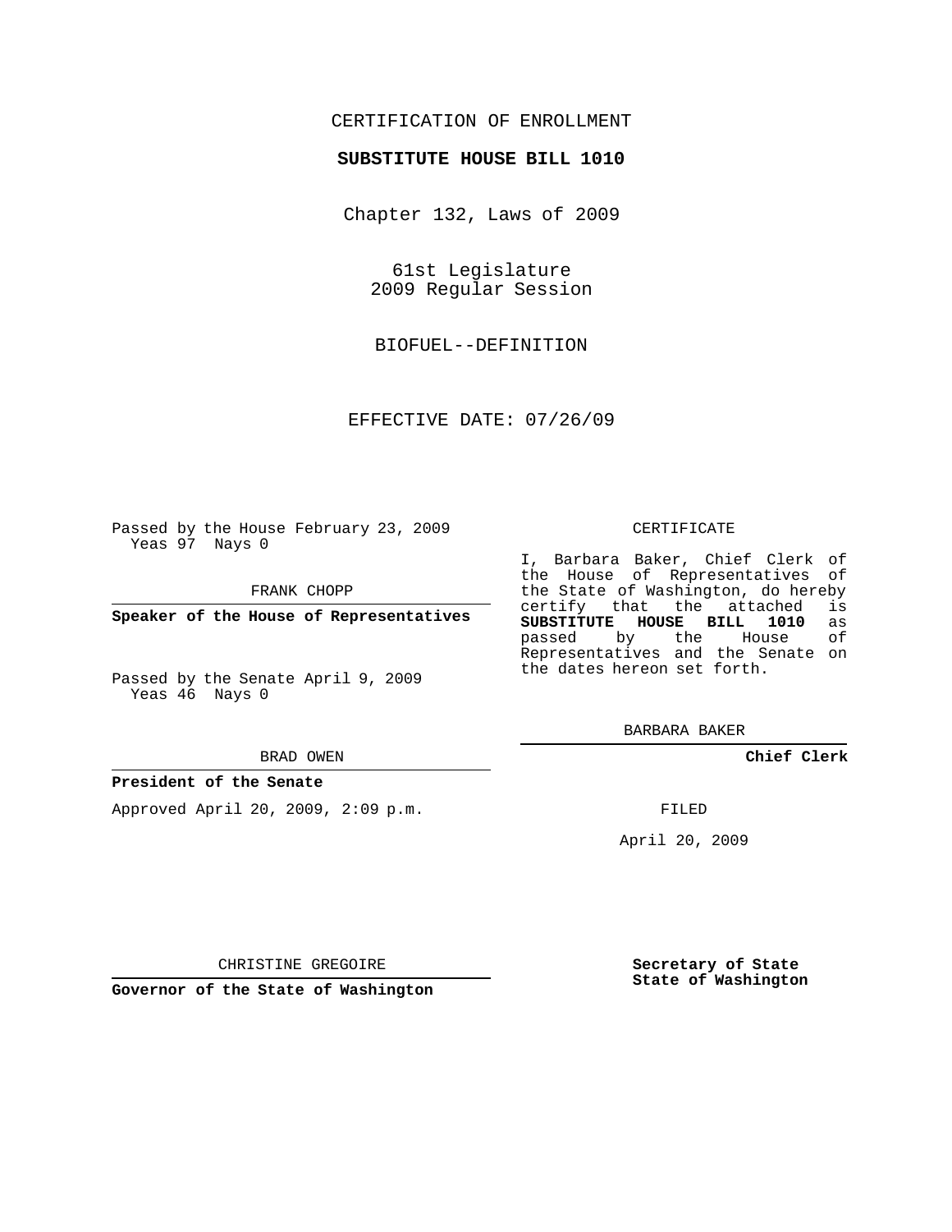CERTIFICATION OF ENROLLMENT

**SUBSTITUTE HOUSE BILL 1010**

Chapter 132, Laws of 2009

61st Legislature
2009 Regular Session

BIOFUEL--DEFINITION

EFFECTIVE DATE: 07/26/09

Passed by the House February 23, 2009
Yeas 97 Nays 0

FRANK CHOPP

**Speaker of the House of Representatives**

Passed by the Senate April 9, 2009
Yeas 46 Nays 0

BRAD OWEN

**President of the Senate**

Approved April 20, 2009, 2:09 p.m.

CHRISTINE GREGOIRE

**Governor of the State of Washington**

CERTIFICATE

I, Barbara Baker, Chief Clerk of the House of Representatives of the State of Washington, do hereby certify that the attached is **SUBSTITUTE HOUSE BILL 1010** as passed by the House of Representatives and the Senate on the dates hereon set forth.

BARBARA BAKER

**Chief Clerk**

FILED

April 20, 2009

**Secretary of State**
**State of Washington**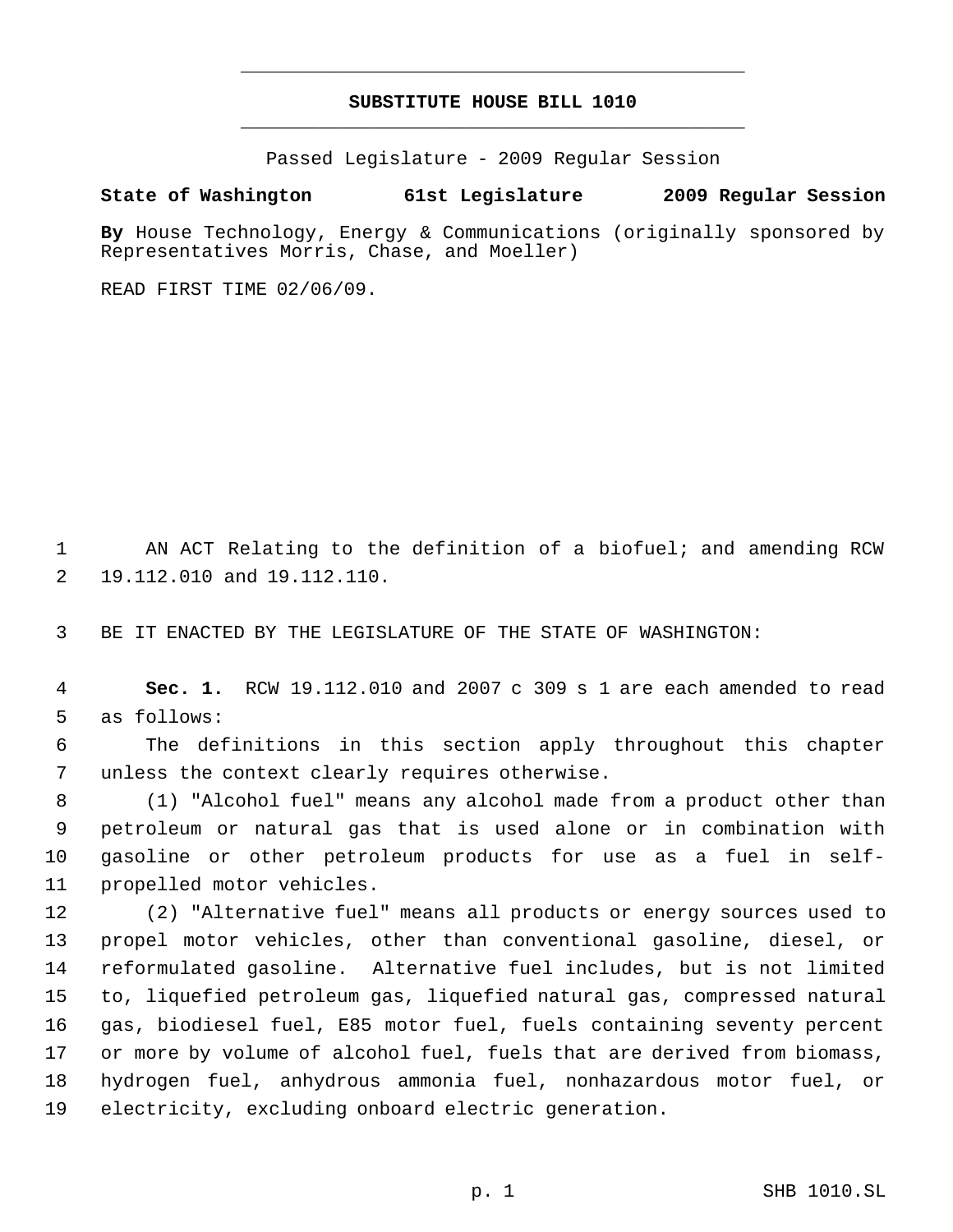# SUBSTITUTE HOUSE BILL 1010

Passed Legislature - 2009 Regular Session

**State of Washington 61st Legislature 2009 Regular Session**

**By** House Technology, Energy & Communications (originally sponsored by Representatives Morris, Chase, and Moeller)

READ FIRST TIME 02/06/09.

AN ACT Relating to the definition of a biofuel; and amending RCW 19.112.010 and 19.112.110.

BE IT ENACTED BY THE LEGISLATURE OF THE STATE OF WASHINGTON:

**Sec. 1.** RCW 19.112.010 and 2007 c 309 s 1 are each amended to read as follows:

The definitions in this section apply throughout this chapter unless the context clearly requires otherwise.

(1) "Alcohol fuel" means any alcohol made from a product other than petroleum or natural gas that is used alone or in combination with gasoline or other petroleum products for use as a fuel in self-propelled motor vehicles.

(2) "Alternative fuel" means all products or energy sources used to propel motor vehicles, other than conventional gasoline, diesel, or reformulated gasoline. Alternative fuel includes, but is not limited to, liquefied petroleum gas, liquefied natural gas, compressed natural gas, biodiesel fuel, E85 motor fuel, fuels containing seventy percent or more by volume of alcohol fuel, fuels that are derived from biomass, hydrogen fuel, anhydrous ammonia fuel, nonhazardous motor fuel, or electricity, excluding onboard electric generation.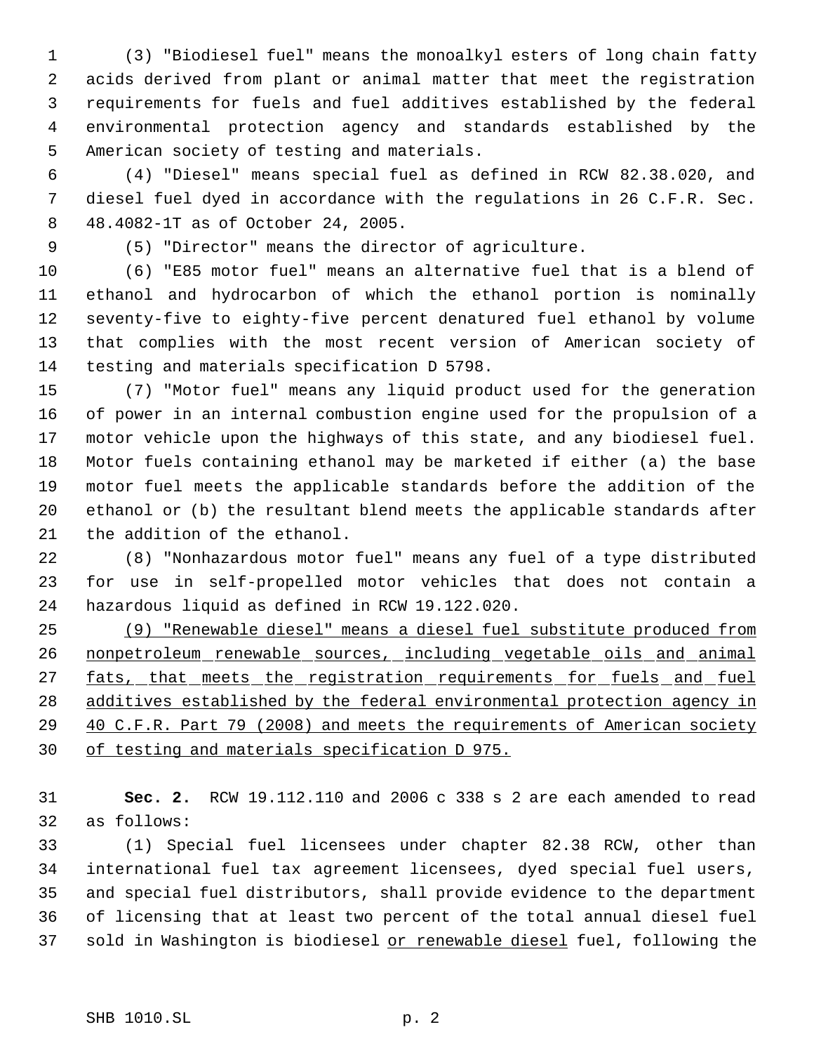(3) "Biodiesel fuel" means the monoalkyl esters of long chain fatty acids derived from plant or animal matter that meet the registration requirements for fuels and fuel additives established by the federal environmental protection agency and standards established by the American society of testing and materials.

(4) "Diesel" means special fuel as defined in RCW 82.38.020, and diesel fuel dyed in accordance with the regulations in 26 C.F.R. Sec. 48.4082-1T as of October 24, 2005.

(5) "Director" means the director of agriculture.

(6) "E85 motor fuel" means an alternative fuel that is a blend of ethanol and hydrocarbon of which the ethanol portion is nominally seventy-five to eighty-five percent denatured fuel ethanol by volume that complies with the most recent version of American society of testing and materials specification D 5798.

(7) "Motor fuel" means any liquid product used for the generation of power in an internal combustion engine used for the propulsion of a motor vehicle upon the highways of this state, and any biodiesel fuel. Motor fuels containing ethanol may be marketed if either (a) the base motor fuel meets the applicable standards before the addition of the ethanol or (b) the resultant blend meets the applicable standards after the addition of the ethanol.

(8) "Nonhazardous motor fuel" means any fuel of a type distributed for use in self-propelled motor vehicles that does not contain a hazardous liquid as defined in RCW 19.122.020.

<u>(9) "Renewable diesel" means a diesel fuel substitute produced from nonpetroleum renewable sources, including vegetable oils and animal fats, that meets the registration requirements for fuels and fuel additives established by the federal environmental protection agency in 40 C.F.R. Part 79 (2008) and meets the requirements of American society of testing and materials specification D 975.</u>

**Sec. 2.** RCW 19.112.110 and 2006 c 338 s 2 are each amended to read as follows:

(1) Special fuel licensees under chapter 82.38 RCW, other than international fuel tax agreement licensees, dyed special fuel users, and special fuel distributors, shall provide evidence to the department of licensing that at least two percent of the total annual diesel fuel sold in Washington is biodiesel <u>or renewable diesel</u> fuel, following the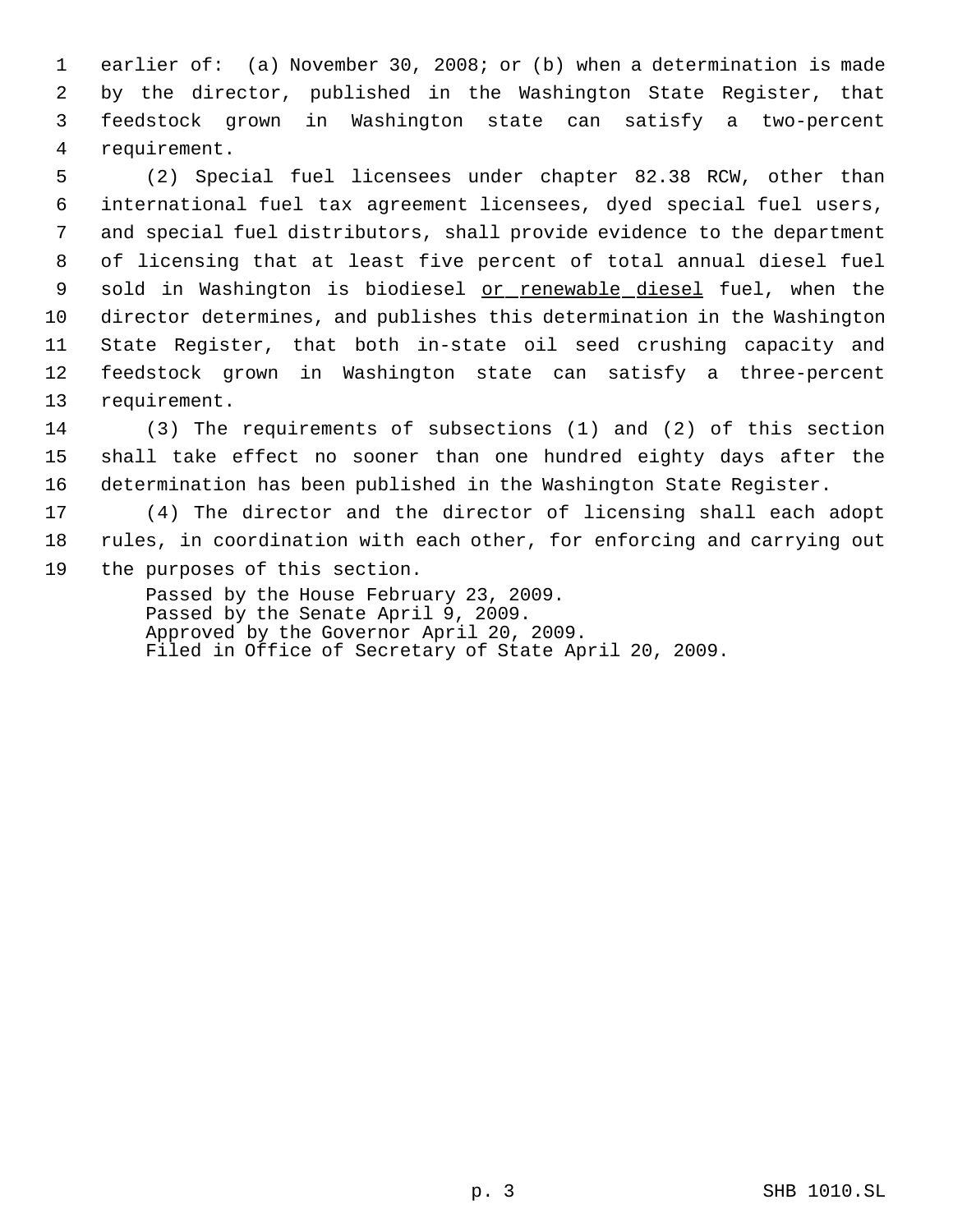earlier of: (a) November 30, 2008; or (b) when a determination is made by the director, published in the Washington State Register, that feedstock grown in Washington state can satisfy a two-percent requirement.

(2) Special fuel licensees under chapter 82.38 RCW, other than international fuel tax agreement licensees, dyed special fuel users, and special fuel distributors, shall provide evidence to the department of licensing that at least five percent of total annual diesel fuel sold in Washington is biodiesel <u>or renewable diesel</u> fuel, when the director determines, and publishes this determination in the Washington State Register, that both in-state oil seed crushing capacity and feedstock grown in Washington state can satisfy a three-percent requirement.

(3) The requirements of subsections (1) and (2) of this section shall take effect no sooner than one hundred eighty days after the determination has been published in the Washington State Register.

(4) The director and the director of licensing shall each adopt rules, in coordination with each other, for enforcing and carrying out the purposes of this section.

Passed by the House February 23, 2009.
Passed by the Senate April 9, 2009.
Approved by the Governor April 20, 2009.
Filed in Office of Secretary of State April 20, 2009.